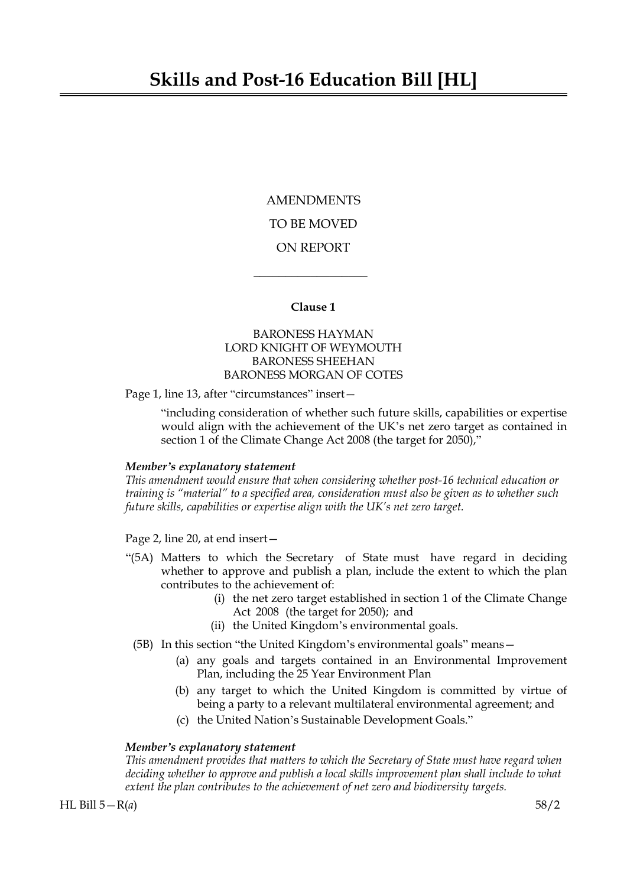# Skills and Post-16 Education Bill [HL]

AMENDMENTS

TO BE MOVED

ON REPORT

---

**Clause 1**

BARONESS HAYMAN
LORD KNIGHT OF WEYMOUTH
BARONESS SHEEHAN
BARONESS MORGAN OF COTES

Page 1, line 13, after "circumstances" insert—

> "including consideration of whether such future skills, capabilities or expertise would align with the achievement of the UK's net zero target as contained in section 1 of the Climate Change Act 2008 (the target for 2050),"

***Member's explanatory statement***
*This amendment would ensure that when considering whether post-16 technical education or training is "material" to a specified area, consideration must also be given as to whether such future skills, capabilities or expertise align with the UK's net zero target.*

Page 2, line 20, at end insert—

"(5A) Matters to which the Secretary of State must have regard in deciding whether to approve and publish a plan, include the extent to which the plan contributes to the achievement of:

- (i) the net zero target established in section 1 of the Climate Change Act 2008 (the target for 2050); and
- (ii) the United Kingdom's environmental goals.

(5B) In this section "the United Kingdom's environmental goals" means—

- (a) any goals and targets contained in an Environmental Improvement Plan, including the 25 Year Environment Plan
- (b) any target to which the United Kingdom is committed by virtue of being a party to a relevant multilateral environmental agreement; and
- (c) the United Nation's Sustainable Development Goals."

***Member's explanatory statement***
*This amendment provides that matters to which the Secretary of State must have regard when deciding whether to approve and publish a local skills improvement plan shall include to what extent the plan contributes to the achievement of net zero and biodiversity targets.*

HL Bill 5—R(*a*)　　58/2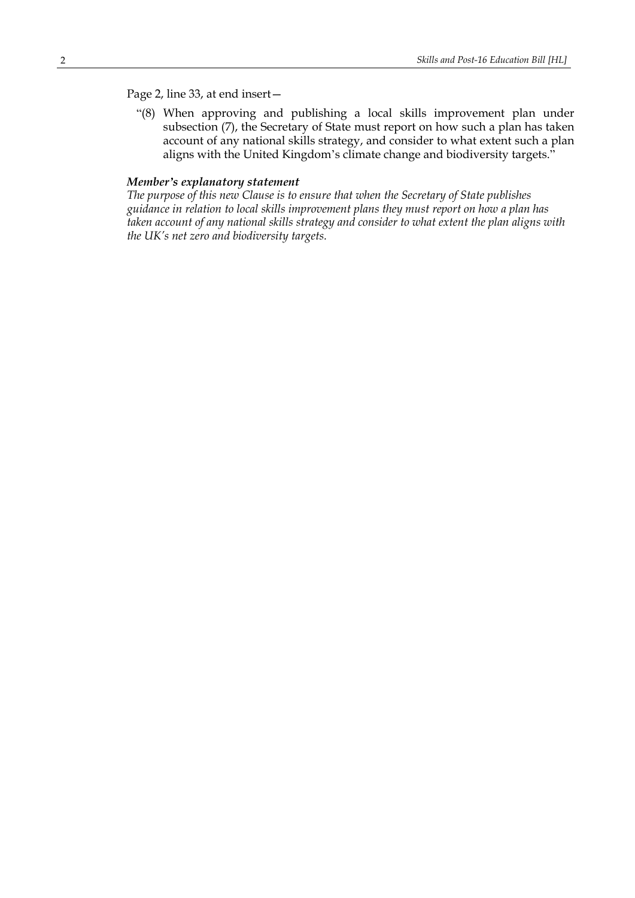Page 2, line 33, at end insert—

> “(8) When approving and publishing a local skills improvement plan under subsection (7), the Secretary of State must report on how such a plan has taken account of any national skills strategy, and consider to what extent such a plan aligns with the United Kingdom’s climate change and biodiversity targets.”

***Member’s explanatory statement***

*The purpose of this new Clause is to ensure that when the Secretary of State publishes guidance in relation to local skills improvement plans they must report on how a plan has taken account of any national skills strategy and consider to what extent the plan aligns with the UK’s net zero and biodiversity targets.*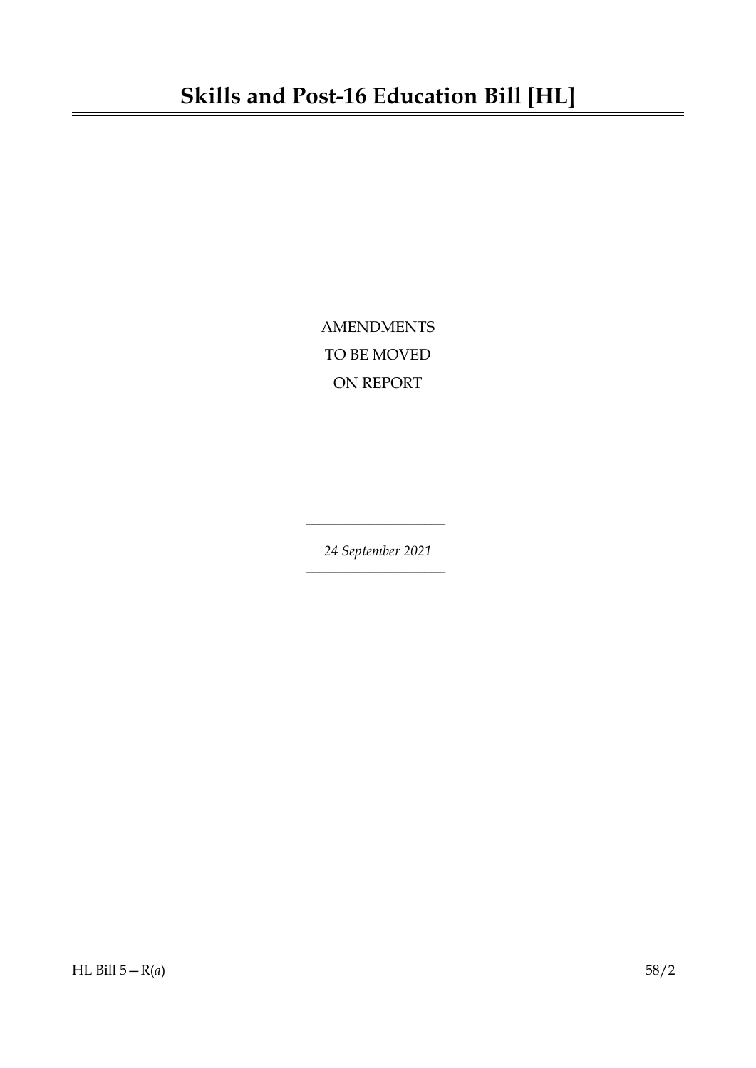# Skills and Post-16 Education Bill [HL]

AMENDMENTS
TO BE MOVED
ON REPORT

---

*24 September 2021*

---

HL Bill 5—R(*a*)

58/2